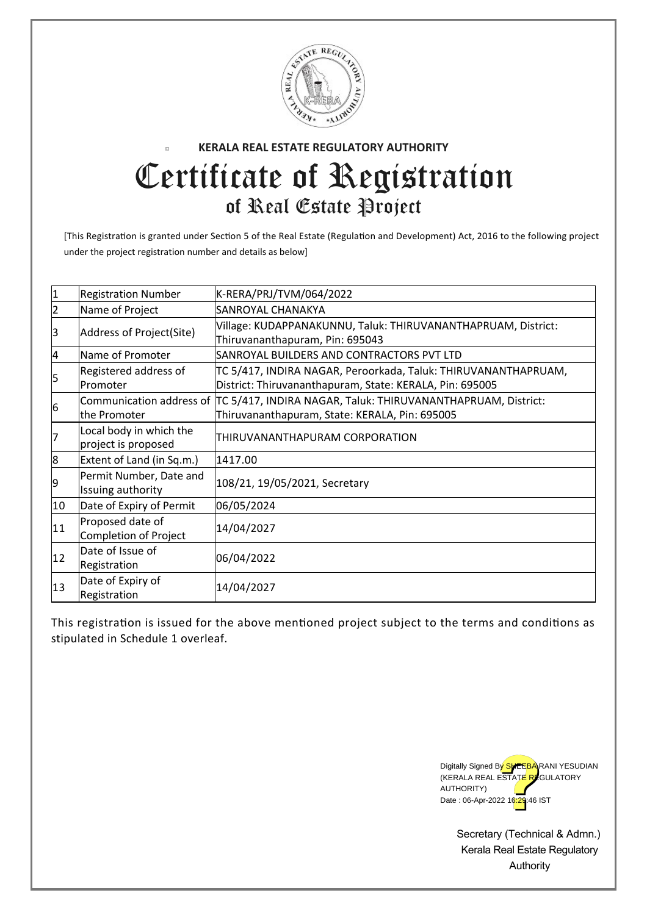**KERALA REAL ESTATE REGULATORY AUTHORITY**

# Certificate of Registration

## of Real Estate Project

[This Registration is granted under Section 5 of the Real Estate (Regulation and Development) Act, 2016 to the following project under the project registration number and details as below]

| | | |
|---|---|---|
| 1 | Registration Number | K-RERA/PRJ/TVM/064/2022 |
| 2 | Name of Project | SANROYAL CHANAKYA |
| 3 | Address of Project(Site) | Village: KUDAPPANAKUNNU, Taluk: THIRUVANANTHAPRUAM, District: Thiruvananthapuram, Pin: 695043 |
| 4 | Name of Promoter | SANROYAL BUILDERS AND CONTRACTORS PVT LTD |
| 5 | Registered address of Promoter | TC 5/417, INDIRA NAGAR, Peroorkada, Taluk: THIRUVANANTHAPRUAM, District: Thiruvananthapuram, State: KERALA, Pin: 695005 |
| 6 | Communication address of the Promoter | TC 5/417, INDIRA NAGAR, Taluk: THIRUVANANTHAPRUAM, District: Thiruvananthapuram, State: KERALA, Pin: 695005 |
| 7 | Local body in which the project is proposed | THIRUVANANTHAPURAM CORPORATION |
| 8 | Extent of Land (in Sq.m.) | 1417.00 |
| 9 | Permit Number, Date and Issuing authority | 108/21, 19/05/2021, Secretary |
| 10 | Date of Expiry of Permit | 06/05/2024 |
| 11 | Proposed date of Completion of Project | 14/04/2027 |
| 12 | Date of Issue of Registration | 06/04/2022 |
| 13 | Date of Expiry of Registration | 14/04/2027 |

This registration is issued for the above mentioned project subject to the terms and conditions as stipulated in Schedule 1 overleaf.

Digitally Signed By SHEEBA RANI YESUDIAN
(KERALA REAL ESTATE REGULATORY AUTHORITY)
Date : 06-Apr-2022 16:29:46 IST

Secretary (Technical & Admn.)
Kerala Real Estate Regulatory Authority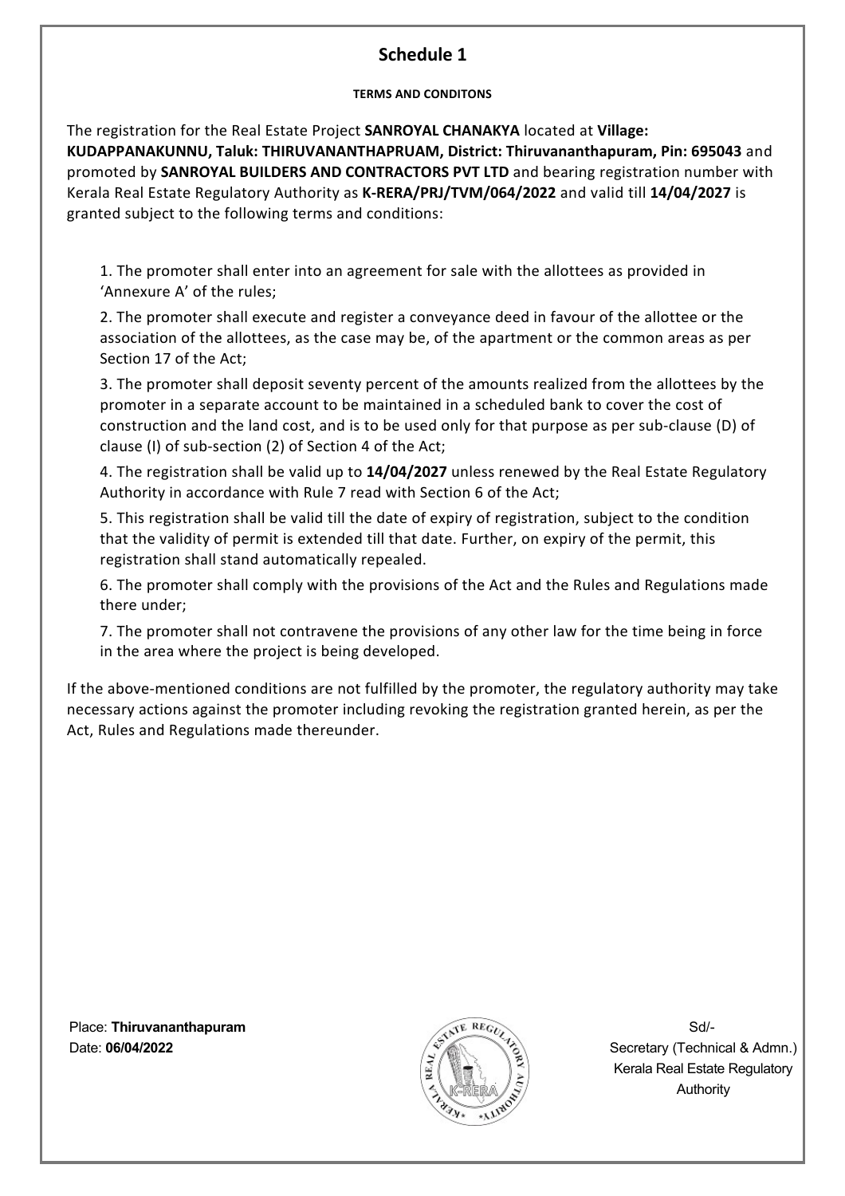# Schedule 1

**TERMS AND CONDITONS**

The registration for the Real Estate Project **SANROYAL CHANAKYA** located at **Village: KUDAPPANAKUNNU, Taluk: THIRUVANANTHAPRUAM, District: Thiruvananthapuram, Pin: 695043** and promoted by **SANROYAL BUILDERS AND CONTRACTORS PVT LTD** and bearing registration number with Kerala Real Estate Regulatory Authority as **K-RERA/PRJ/TVM/064/2022** and valid till **14/04/2027** is granted subject to the following terms and conditions:

1. The promoter shall enter into an agreement for sale with the allottees as provided in 'Annexure A' of the rules;
2. The promoter shall execute and register a conveyance deed in favour of the allottee or the association of the allottees, as the case may be, of the apartment or the common areas as per Section 17 of the Act;
3. The promoter shall deposit seventy percent of the amounts realized from the allottees by the promoter in a separate account to be maintained in a scheduled bank to cover the cost of construction and the land cost, and is to be used only for that purpose as per sub-clause (D) of clause (I) of sub-section (2) of Section 4 of the Act;
4. The registration shall be valid up to **14/04/2027** unless renewed by the Real Estate Regulatory Authority in accordance with Rule 7 read with Section 6 of the Act;
5. This registration shall be valid till the date of expiry of registration, subject to the condition that the validity of permit is extended till that date. Further, on expiry of the permit, this registration shall stand automatically repealed.
6. The promoter shall comply with the provisions of the Act and the Rules and Regulations made there under;
7. The promoter shall not contravene the provisions of any other law for the time being in force in the area where the project is being developed.

If the above-mentioned conditions are not fulfilled by the promoter, the regulatory authority may take necessary actions against the promoter including revoking the registration granted herein, as per the Act, Rules and Regulations made thereunder.

Place: **Thiruvananthapuram**
Date: **06/04/2022**

Sd/-
Secretary (Technical & Admn.)
Kerala Real Estate Regulatory Authority